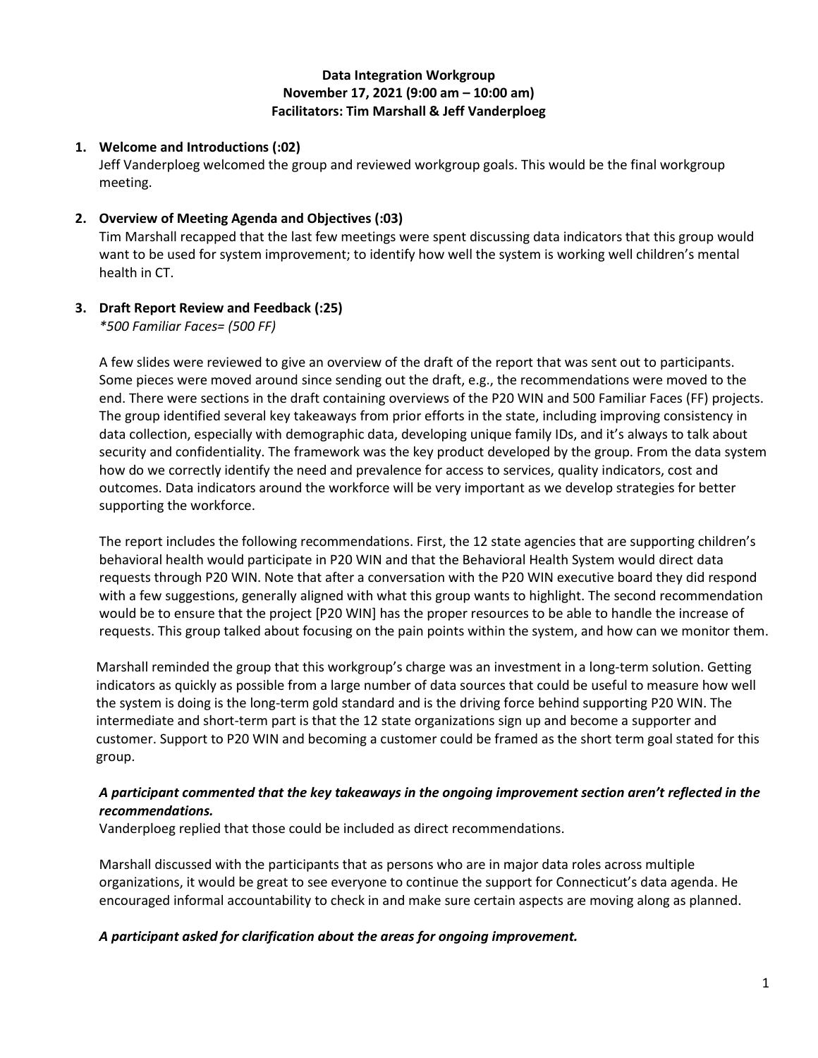**Data Integration Workgroup**
**November 17, 2021 (9:00 am – 10:00 am)**
**Facilitators: Tim Marshall & Jeff Vanderploeg**

1. **Welcome and Introductions (:02)**
   Jeff Vanderploeg welcomed the group and reviewed workgroup goals. This would be the final workgroup meeting.

2. **Overview of Meeting Agenda and Objectives (:03)**
   Tim Marshall recapped that the last few meetings were spent discussing data indicators that this group would want to be used for system improvement; to identify how well the system is working well children's mental health in CT.

3. **Draft Report Review and Feedback (:25)**
   *\*500 Familiar Faces= (500 FF)*

   A few slides were reviewed to give an overview of the draft of the report that was sent out to participants. Some pieces were moved around since sending out the draft, e.g., the recommendations were moved to the end. There were sections in the draft containing overviews of the P20 WIN and 500 Familiar Faces (FF) projects. The group identified several key takeaways from prior efforts in the state, including improving consistency in data collection, especially with demographic data, developing unique family IDs, and it's always to talk about security and confidentiality. The framework was the key product developed by the group. From the data system how do we correctly identify the need and prevalence for access to services, quality indicators, cost and outcomes. Data indicators around the workforce will be very important as we develop strategies for better supporting the workforce.

   The report includes the following recommendations. First, the 12 state agencies that are supporting children's behavioral health would participate in P20 WIN and that the Behavioral Health System would direct data requests through P20 WIN. Note that after a conversation with the P20 WIN executive board they did respond with a few suggestions, generally aligned with what this group wants to highlight. The second recommendation would be to ensure that the project [P20 WIN] has the proper resources to be able to handle the increase of requests. This group talked about focusing on the pain points within the system, and how can we monitor them.

   Marshall reminded the group that this workgroup's charge was an investment in a long-term solution. Getting indicators as quickly as possible from a large number of data sources that could be useful to measure how well the system is doing is the long-term gold standard and is the driving force behind supporting P20 WIN. The intermediate and short-term part is that the 12 state organizations sign up and become a supporter and customer. Support to P20 WIN and becoming a customer could be framed as the short term goal stated for this group.

   ***A participant commented that the key takeaways in the ongoing improvement section aren't reflected in the recommendations.***
   Vanderploeg replied that those could be included as direct recommendations.

   Marshall discussed with the participants that as persons who are in major data roles across multiple organizations, it would be great to see everyone to continue the support for Connecticut's data agenda. He encouraged informal accountability to check in and make sure certain aspects are moving along as planned.

   ***A participant asked for clarification about the areas for ongoing improvement.***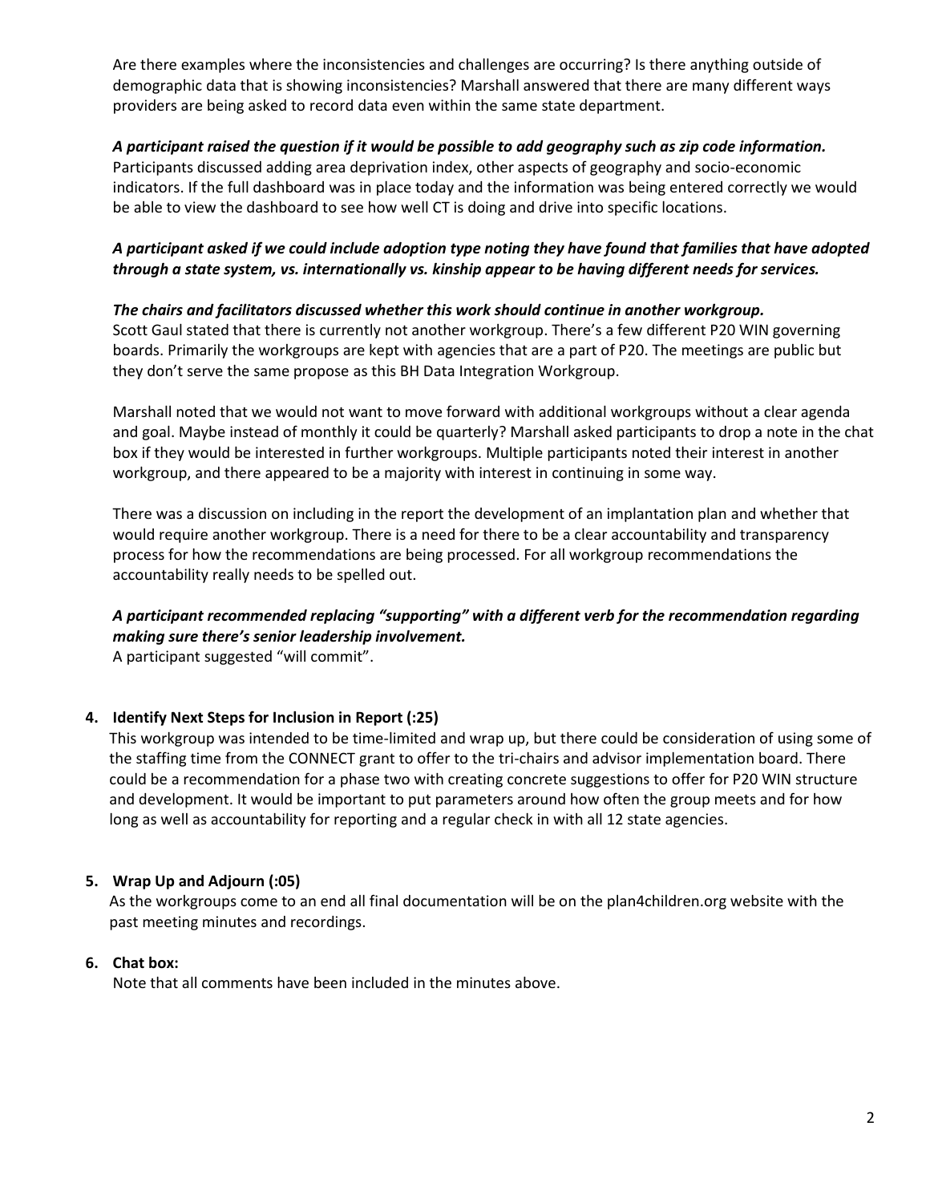Are there examples where the inconsistencies and challenges are occurring? Is there anything outside of demographic data that is showing inconsistencies? Marshall answered that there are many different ways providers are being asked to record data even within the same state department.

***A participant raised the question if it would be possible to add geography such as zip code information.*** Participants discussed adding area deprivation index, other aspects of geography and socio-economic indicators. If the full dashboard was in place today and the information was being entered correctly we would be able to view the dashboard to see how well CT is doing and drive into specific locations.

***A participant asked if we could include adoption type noting they have found that families that have adopted through a state system, vs. internationally vs. kinship appear to be having different needs for services.***

***The chairs and facilitators discussed whether this work should continue in another workgroup.*** Scott Gaul stated that there is currently not another workgroup. There's a few different P20 WIN governing boards. Primarily the workgroups are kept with agencies that are a part of P20. The meetings are public but they don't serve the same propose as this BH Data Integration Workgroup.

Marshall noted that we would not want to move forward with additional workgroups without a clear agenda and goal. Maybe instead of monthly it could be quarterly? Marshall asked participants to drop a note in the chat box if they would be interested in further workgroups. Multiple participants noted their interest in another workgroup, and there appeared to be a majority with interest in continuing in some way.

There was a discussion on including in the report the development of an implantation plan and whether that would require another workgroup. There is a need for there to be a clear accountability and transparency process for how the recommendations are being processed. For all workgroup recommendations the accountability really needs to be spelled out.

***A participant recommended replacing "supporting" with a different verb for the recommendation regarding making sure there's senior leadership involvement.***
A participant suggested "will commit".

**4. Identify Next Steps for Inclusion in Report (:25)**

This workgroup was intended to be time-limited and wrap up, but there could be consideration of using some of the staffing time from the CONNECT grant to offer to the tri-chairs and advisor implementation board. There could be a recommendation for a phase two with creating concrete suggestions to offer for P20 WIN structure and development. It would be important to put parameters around how often the group meets and for how long as well as accountability for reporting and a regular check in with all 12 state agencies.

**5. Wrap Up and Adjourn (:05)**

As the workgroups come to an end all final documentation will be on the plan4children.org website with the past meeting minutes and recordings.

**6. Chat box:**

Note that all comments have been included in the minutes above.